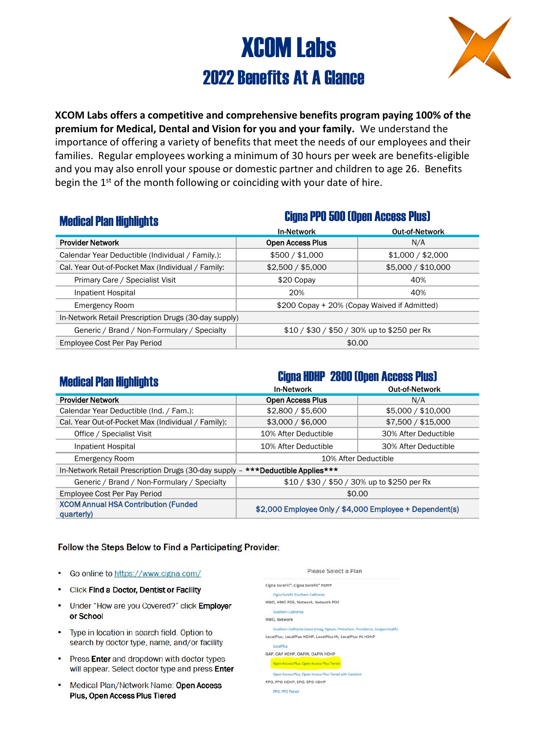# XCOM Labs

## 2022 Benefits At A Glance

**XCOM Labs offers a competitive and comprehensive benefits program paying 100% of the premium for Medical, Dental and Vision for you and your family.** We understand the importance of offering a variety of benefits that meet the needs of our employees and their families. Regular employees working a minimum of 30 hours per week are benefits-eligible and you may also enroll your spouse or domestic partner and children to age 26. Benefits begin the 1st of the month following or coinciding with your date of hire.

### Medical Plan Highlights

| Cigna PPO 500 (Open Access Plus) | In-Network | Out-of-Network |
|---|---|---|
| **Provider Network** | **Open Access Plus** | N/A |
| Calendar Year Deductible (Individual / Family.): | $500 / $1,000 | $1,000 / $2,000 |
| Cal. Year Out-of-Pocket Max (Individual / Family: | $2,500 / $5,000 | $5,000 / $10,000 |
| Primary Care / Specialist Visit | $20 Copay | 40% |
| Inpatient Hospital | 20% | 40% |
| Emergency Room | $200 Copay + 20% (Copay Waived if Admitted) | |
| In-Network Retail Prescription Drugs (30-day supply) | | |
| Generic / Brand / Non-Formulary / Specialty | $10 / $30 / $50 / 30% up to $250 per Rx | |
| Employee Cost Per Pay Period | $0.00 | |

### Medical Plan Highlights

| Cigna HDHP 2800 (Open Access Plus) | In-Network | Out-of-Network |
|---|---|---|
| **Provider Network** | **Open Access Plus** | N/A |
| Calendar Year Deductible (Ind. / Fam.): | $2,800 / $5,600 | $5,000 / $10,000 |
| Cal. Year Out-of-Pocket Max (Individual / Family): | $3,000 / $6,000 | $7,500 / $15,000 |
| Office / Specialist Visit | 10% After Deductible | 30% After Deductible |
| Inpatient Hospital | 10% After Deductible | 30% After Deductible |
| Emergency Room | 10% After Deductible | |
| In-Network Retail Prescription Drugs (30-day supply – ***Deductible Applies*** | | |
| Generic / Brand / Non-Formulary / Specialty | $10 / $30 / $50 / 30% up to $250 per Rx | |
| Employee Cost Per Pay Period | $0.00 | |
| XCOM Annual HSA Contribution (Funded quarterly) | $2,000 Employee Only / $4,000 Employee + Dependent(s) | |

**Follow the Steps Below to Find a Participating Provider:**

- Go online to https://www.cigna.com/
- Click **Find a Doctor, Dentist or Facility**
- Under "How are you Covered?" click **Employer or School**
- Type in location in search field. Option to search by doctor type, name, and/or facility
- Press **Enter** and dropdown with doctor types will appear. Select doctor type and press **Enter**
- Medical Plan/Network Name: **Open Access Plus, Open Access Plus Tiered**

Please Select a Plan

Cigna SureFit®, Cigna SureFit® HDHP
Cigna SureFit Southern California

HMO, HMO POS, Network, Network POS
Southern California

HMO, Network
Southern California Select (Hoag, Optum, PrimeCare, Providence, Scripps Health)

LocalPlus, LocalPlus HDHP, LocalPlus IN, LocalPlus IN HDHP
LocalPlus

OAP, OAP HDHP, OAPIN, OAPIN HDHP
Open Access Plus, Open Access Plus Tiered
Open Access Plus, Open Access Plus Tiered with CareLink

PPO, PPO HDHP, EPO, EPO HDHP
PPO, PPO Tiered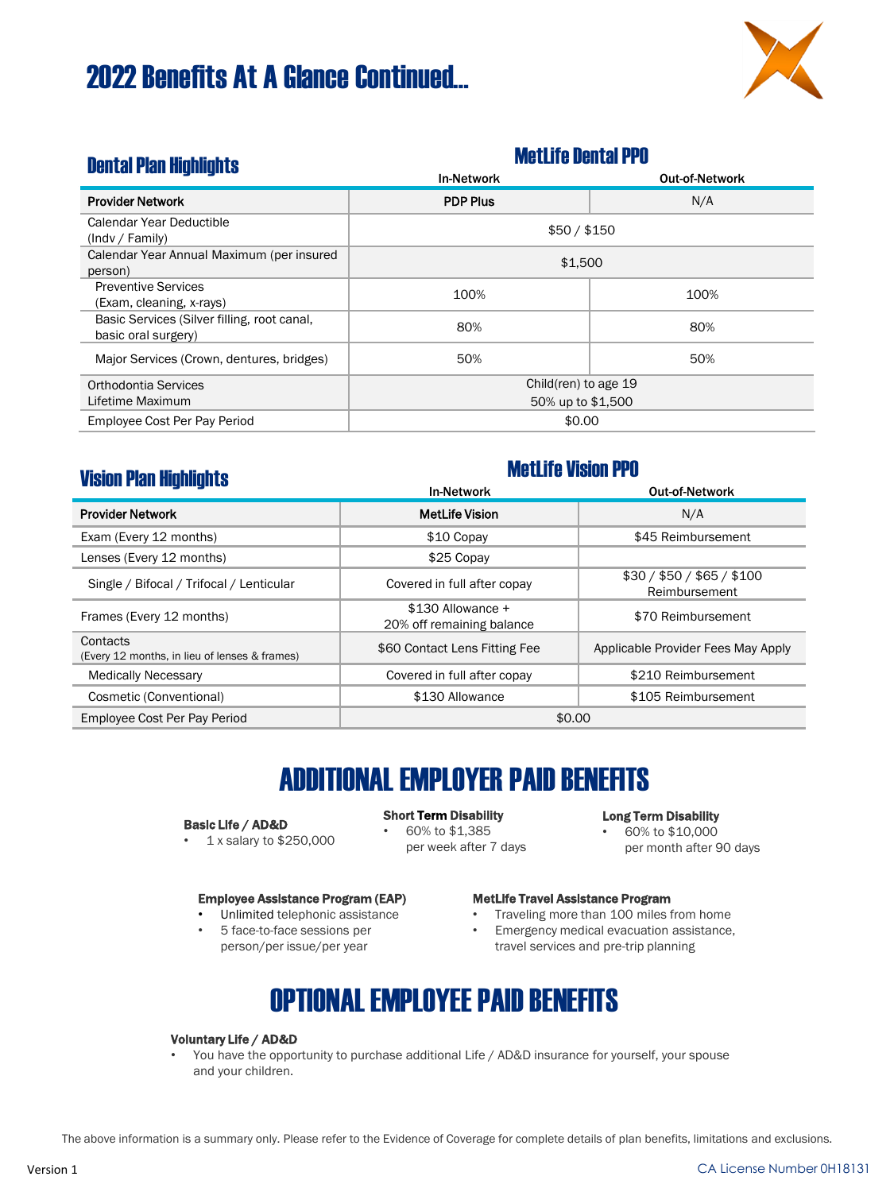# 2022 Benefits At A Glance Continued...

## Dental Plan Highlights

| Dental Plan Highlights | MetLife Dental PPO In-Network | MetLife Dental PPO Out-of-Network |
|---|---|---|
| **Provider Network** | **PDP Plus** | N/A |
| Calendar Year Deductible (Indv / Family) | $50 / $150 | |
| Calendar Year Annual Maximum (per insured person) | $1,500 | |
| Preventive Services (Exam, cleaning, x-rays) | 100% | 100% |
| Basic Services (Silver filling, root canal, basic oral surgery) | 80% | 80% |
| Major Services (Crown, dentures, bridges) | 50% | 50% |
| Orthodontia Services Lifetime Maximum | Child(ren) to age 19 50% up to $1,500 | |
| Employee Cost Per Pay Period | $0.00 | |

## Vision Plan Highlights

| Vision Plan Highlights | MetLife Vision PPO In-Network | MetLife Vision PPO Out-of-Network |
|---|---|---|
| **Provider Network** | **MetLife Vision** | N/A |
| Exam (Every 12 months) | $10 Copay | $45 Reimbursement |
| Lenses (Every 12 months) | $25 Copay | |
| Single / Bifocal / Trifocal / Lenticular | Covered in full after copay | $30 / $50 / $65 / $100 Reimbursement |
| Frames (Every 12 months) | $130 Allowance + 20% off remaining balance | $70 Reimbursement |
| Contacts (Every 12 months, in lieu of lenses & frames) | $60 Contact Lens Fitting Fee | Applicable Provider Fees May Apply |
| Medically Necessary | Covered in full after copay | $210 Reimbursement |
| Cosmetic (Conventional) | $130 Allowance | $105 Reimbursement |
| Employee Cost Per Pay Period | $0.00 | |

# ADDITIONAL EMPLOYER PAID BENEFITS

**Basic Life / AD&D**
- 1 x salary to $250,000

**Short Term Disability**
- 60% to $1,385 per week after 7 days

**Long Term Disability**
- 60% to $10,000 per month after 90 days

**Employee Assistance Program (EAP)**
- Unlimited telephonic assistance
- 5 face-to-face sessions per person/per issue/per year

**MetLife Travel Assistance Program**
- Traveling more than 100 miles from home
- Emergency medical evacuation assistance, travel services and pre-trip planning

# OPTIONAL EMPLOYEE PAID BENEFITS

**Voluntary Life / AD&D**
- You have the opportunity to purchase additional Life / AD&D insurance for yourself, your spouse and your children.

The above information is a summary only. Please refer to the Evidence of Coverage for complete details of plan benefits, limitations and exclusions.

Version 1

CA License Number 0H18131